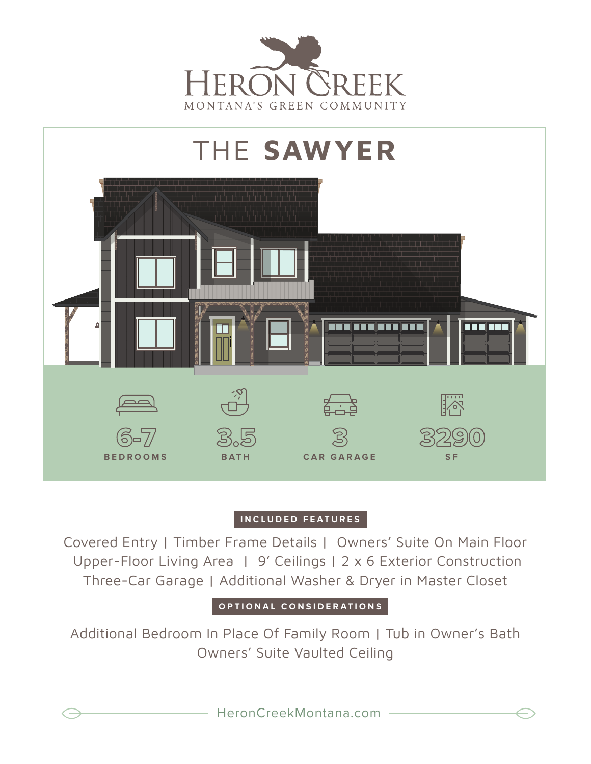# HERON CREEK

MONTANA'S GREEN COMMUNITY

## THE **SAWYER**

| 6-7 | 3.5 | 3 | 3290 |
| --- | --- | --- | --- |
| BEDROOMS | BATH | CAR GARAGE | SF |

### INCLUDED FEATURES

Covered Entry | Timber Frame Details | Owners' Suite On Main Floor
Upper-Floor Living Area | 9' Ceilings | 2 x 6 Exterior Construction
Three-Car Garage | Additional Washer & Dryer in Master Closet

### OPTIONAL CONSIDERATIONS

Additional Bedroom In Place Of Family Room | Tub in Owner's Bath
Owners' Suite Vaulted Ceiling

HeronCreekMontana.com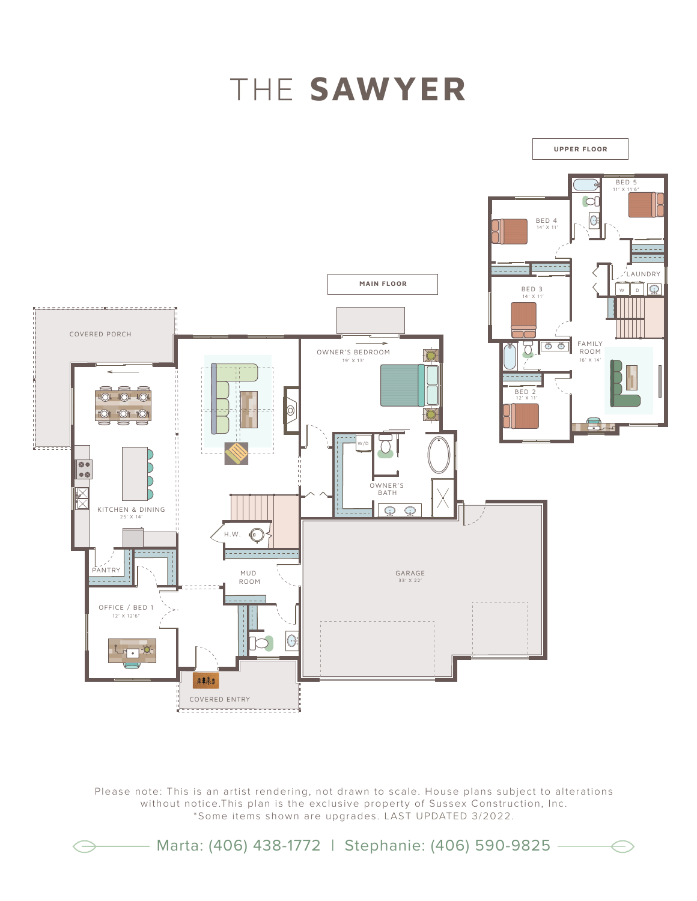# THE **SAWYER**

**UPPER FLOOR**

BED 5
11' X 11'6"

BED 4
14' X 11'

LAUNDRY

W D

BED 3
14' X 11'

FAMILY ROOM
16' X 14'

BED 2
12' X 11'

**MAIN FLOOR**

COVERED PORCH

OWNER'S BEDROOM
19' X 13'

W/D

OWNER'S BATH

KITCHEN & DINING
25' X 14'

H.W.

PANTRY

MUD ROOM

GARAGE
33' X 22'

OFFICE / BED 1
12' X 12'6"

COVERED ENTRY

Please note: This is an artist rendering, not drawn to scale. House plans subject to alterations without notice.This plan is the exclusive property of Sussex Construction, Inc.
*Some items shown are upgrades. LAST UPDATED 3/2022.

Marta: (406) 438-1772 | Stephanie: (406) 590-9825